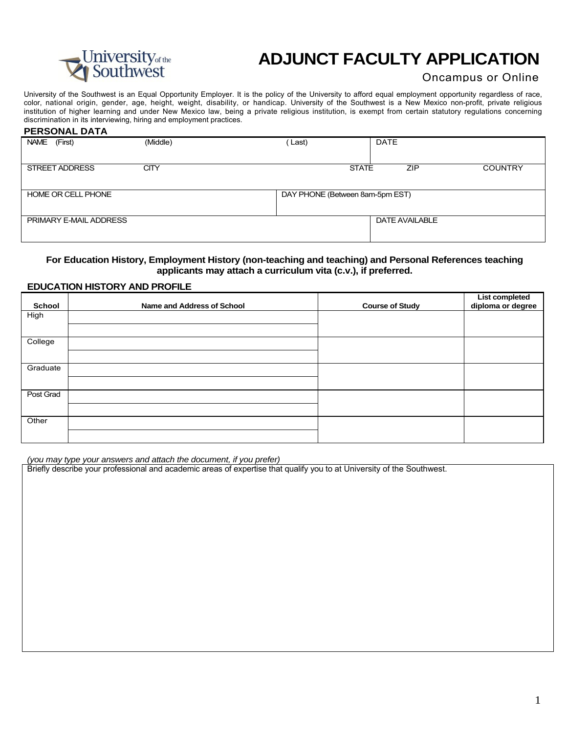University of the Southwest

# ADJUNCT FACULTY APPLICATION

Oncampus or Online

University of the Southwest is an Equal Opportunity Employer. It is the policy of the University to afford equal employment opportunity regardless of race, color, national origin, gender, age, height, weight, disability, or handicap. University of the Southwest is a New Mexico non-profit, private religious institution of higher learning and under New Mexico law, being a private religious institution, is exempt from certain statutory regulations concerning discrimination in its interviewing, hiring and employment practices.

## PERSONAL DATA

| NAME (First) | (Middle) | ( Last) | DATE | | |
|---|---|---|---|---|---|
| STREET ADDRESS | CITY | | STATE | ZIP | COUNTRY |
| HOME OR CELL PHONE | | DAY PHONE (Between 8am-5pm EST) | | | |
| PRIMARY E-MAIL ADDRESS | | | DATE AVAILABLE | | |

**For Education History, Employment History (non-teaching and teaching) and Personal References teaching applicants may attach a curriculum vita (c.v.), if preferred.**

## EDUCATION HISTORY AND PROFILE

| School | Name and Address of School | Course of Study | List completed diploma or degree |
|---|---|---|---|
| High | | | |
| College | | | |
| Graduate | | | |
| Post Grad | | | |
| Other | | | |

*(you may type your answers and attach the document, if you prefer)*

Briefly describe your professional and academic areas of expertise that qualify you to at University of the Southwest.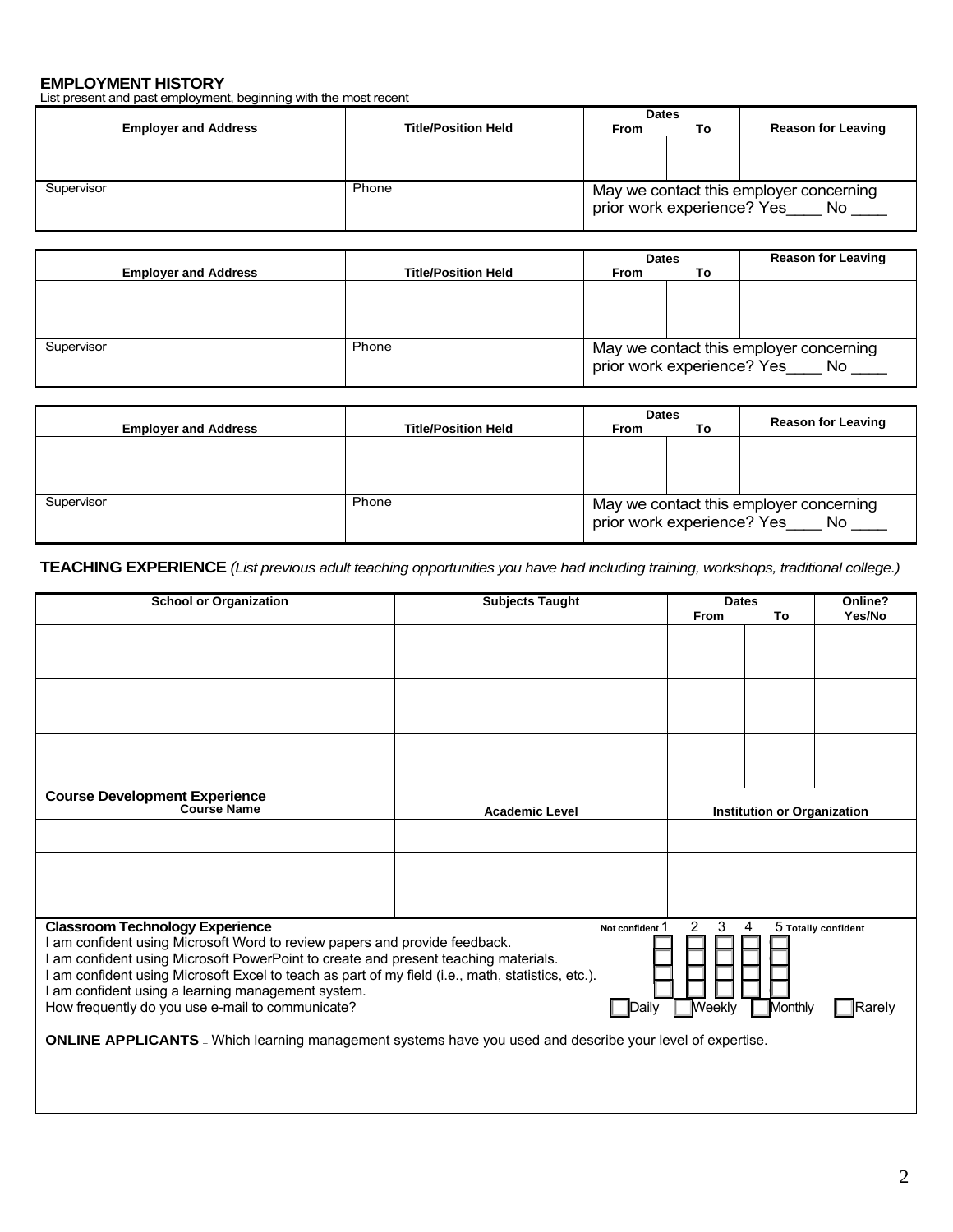## EMPLOYMENT HISTORY

List present and past employment, beginning with the most recent

| Employer and Address | Title/Position Held | Dates From | Dates To | Reason for Leaving |
|---|---|---|---|---|
| | | | | |
| Supervisor | Phone | May we contact this employer concerning prior work experience? Yes____ No ____ | | |

| Employer and Address | Title/Position Held | Dates From | Dates To | Reason for Leaving |
|---|---|---|---|---|
| | | | | |
| Supervisor | Phone | May we contact this employer concerning prior work experience? Yes____ No ____ | | |

| Employer and Address | Title/Position Held | Dates From | Dates To | Reason for Leaving |
|---|---|---|---|---|
| | | | | |
| Supervisor | Phone | May we contact this employer concerning prior work experience? Yes____ No ____ | | |

## TEACHING EXPERIENCE

*(List previous adult teaching opportunities you have had including training, workshops, traditional college.)*

| School or Organization | Subjects Taught | Dates From | Dates To | Online? Yes/No |
|---|---|---|---|---|
| | | | | |
| | | | | |
| | | | | |

**Course Development Experience**

| Course Name | Academic Level | Institution or Organization |
|---|---|---|
| | | |
| | | |
| | | |

**Classroom Technology Experience**

| | Not confident 1 | 2 | 3 | 4 | 5 Totally confident |
|---|---|---|---|---|---|
| I am confident using Microsoft Word to review papers and provide feedback. | ☐ | ☐ | ☐ | ☐ | ☐ |
| I am confident using Microsoft PowerPoint to create and present teaching materials. | ☐ | ☐ | ☐ | ☐ | ☐ |
| I am confident using Microsoft Excel to teach as part of my field (i.e., math, statistics, etc.). | ☐ | ☐ | ☐ | ☐ | ☐ |
| I am confident using a learning management system. | ☐ | ☐ | ☐ | ☐ | ☐ |

How frequently do you use e-mail to communicate? ☐ Daily ☐ Weekly ☐ Monthly ☐ Rarely

**ONLINE APPLICANTS** – Which learning management systems have you used and describe your level of expertise.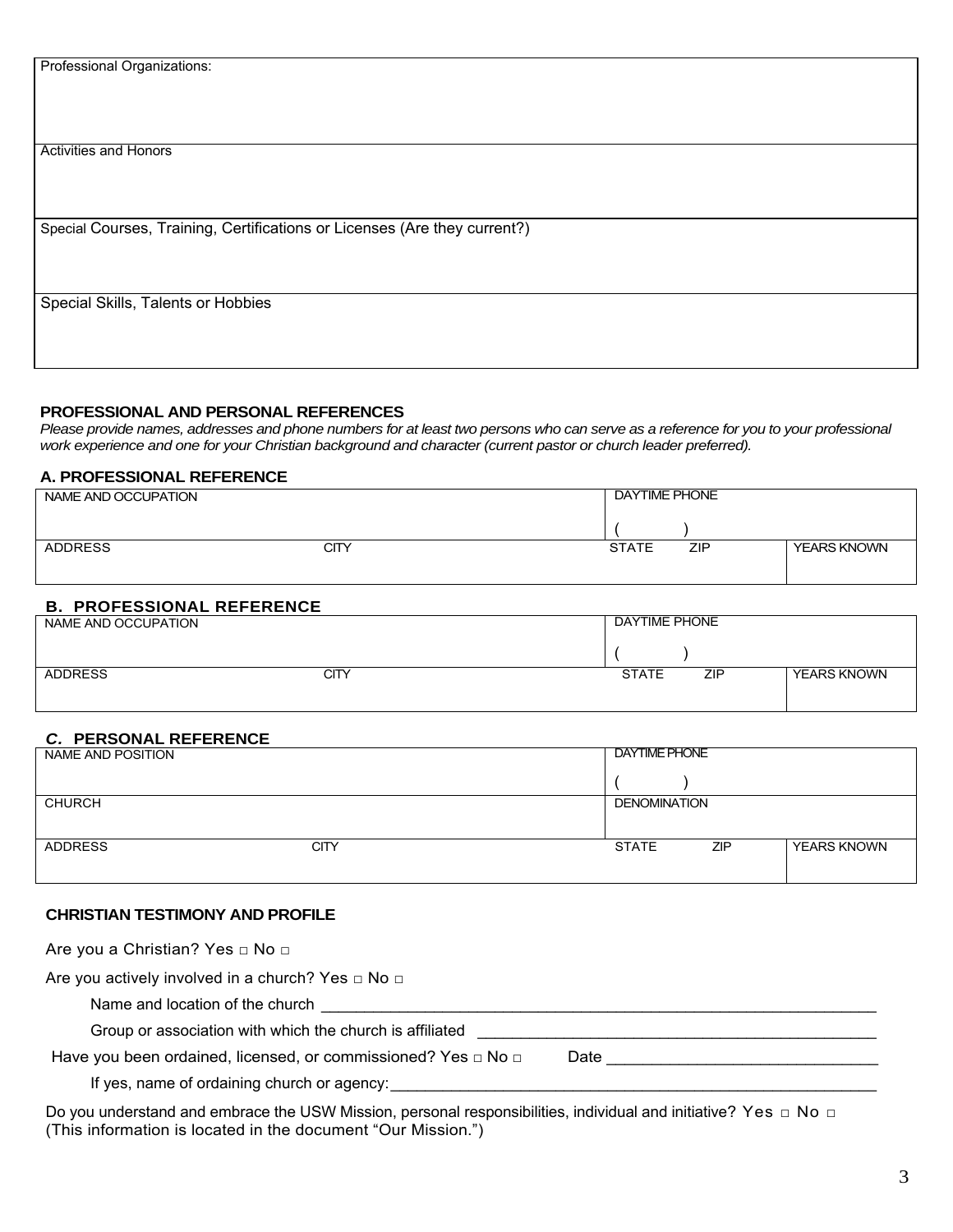| Professional Organizations: |
|---|
| Activities and Honors |
| Special Courses, Training, Certifications or Licenses (Are they current?) |
| Special Skills, Talents or Hobbies |

**PROFESSIONAL AND PERSONAL REFERENCES**

*Please provide names, addresses and phone numbers for at least two persons who can serve as a reference for you to your professional work experience and one for your Christian background and character (current pastor or church leader preferred).*

**A. PROFESSIONAL REFERENCE**

| NAME AND OCCUPATION | | DAYTIME PHONE<br>( ) | | |
|---|---|---|---|---|
| ADDRESS | CITY | STATE | ZIP | YEARS KNOWN |

**B. PROFESSIONAL REFERENCE**

| NAME AND OCCUPATION | | DAYTIME PHONE<br>( ) | | |
|---|---|---|---|---|
| ADDRESS | CITY | STATE | ZIP | YEARS KNOWN |

***C.* PERSONAL REFERENCE**

| NAME AND POSITION | | DAYTIME PHONE<br>( ) | | |
|---|---|---|---|---|
| CHURCH | | DENOMINATION | | |
| ADDRESS | CITY | STATE | ZIP | YEARS KNOWN |

**CHRISTIAN TESTIMONY AND PROFILE**

Are you a Christian? Yes □ No □

Are you actively involved in a church? Yes □ No □

Name and location of the church \_\_\_\_\_\_\_\_\_\_\_\_\_\_\_\_\_\_\_\_\_\_\_\_\_\_\_\_\_\_\_\_\_\_\_\_\_\_\_\_\_\_\_\_\_\_\_\_\_\_\_\_\_\_\_\_\_\_\_\_\_\_

Group or association with which the church is affiliated \_\_\_\_\_\_\_\_\_\_\_\_\_\_\_\_\_\_\_\_\_\_\_\_\_\_\_\_\_\_\_\_\_\_\_\_\_\_\_\_\_\_\_\_

Have you been ordained, licensed, or commissioned? Yes □ No □ Date \_\_\_\_\_\_\_\_\_\_\_\_\_\_\_\_\_\_\_\_\_\_\_\_\_\_\_\_\_\_

If yes, name of ordaining church or agency:\_\_\_\_\_\_\_\_\_\_\_\_\_\_\_\_\_\_\_\_\_\_\_\_\_\_\_\_\_\_\_\_\_\_\_\_\_\_\_\_\_\_\_\_\_\_\_\_\_\_\_\_\_\_\_\_

Do you understand and embrace the USW Mission, personal responsibilities, individual and initiative? Yes □ No □
(This information is located in the document "Our Mission.")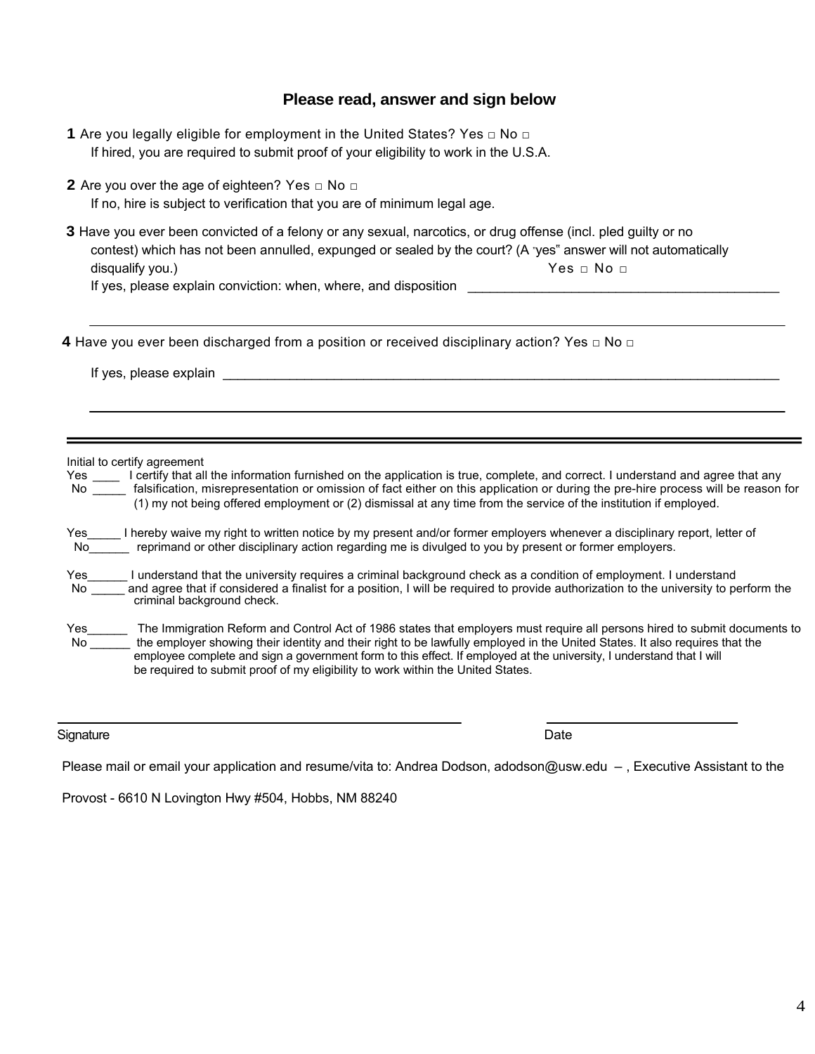### Please read, answer and sign below

**1** Are you legally eligible for employment in the United States? Yes □ No □
If hired, you are required to submit proof of your eligibility to work in the U.S.A.

**2** Are you over the age of eighteen? Yes □ No □
If no, hire is subject to verification that you are of minimum legal age.

**3** Have you ever been convicted of a felony or any sexual, narcotics, or drug offense (incl. pled guilty or no contest) which has not been annulled, expunged or sealed by the court? (A "yes" answer will not automatically disqualify you.) Yes □ No □
If yes, please explain conviction: when, where, and disposition ___________________________________________

______________________________________________________________________________________________

**4** Have you ever been discharged from a position or received disciplinary action? Yes □ No □

If yes, please explain ______________________________________________________________________________

______________________________________________________________________________________________

---

Initial to certify agreement

Yes ____ I certify that all the information furnished on the application is true, complete, and correct. I understand and agree that any
No _____ falsification, misrepresentation or omission of fact either on this application or during the pre-hire process will be reason for (1) my not being offered employment or (2) dismissal at any time from the service of the institution if employed.

Yes_____ I hereby waive my right to written notice by my present and/or former employers whenever a disciplinary report, letter of
No______ reprimand or other disciplinary action regarding me is divulged to you by present or former employers.

Yes______ I understand that the university requires a criminal background check as a condition of employment. I understand
No _____ and agree that if considered a finalist for a position, I will be required to provide authorization to the university to perform the criminal background check.

Yes______ The Immigration Reform and Control Act of 1986 states that employers must require all persons hired to submit documents to
No ______ the employer showing their identity and their right to be lawfully employed in the United States. It also requires that the employee complete and sign a government form to this effect. If employed at the university, I understand that I will be required to submit proof of my eligibility to work within the United States.

______________________________________ ______________________
Signature Date

Please mail or email your application and resume/vita to: Andrea Dodson, adodson@usw.edu – , Executive Assistant to the Provost - 6610 N Lovington Hwy #504, Hobbs, NM 88240